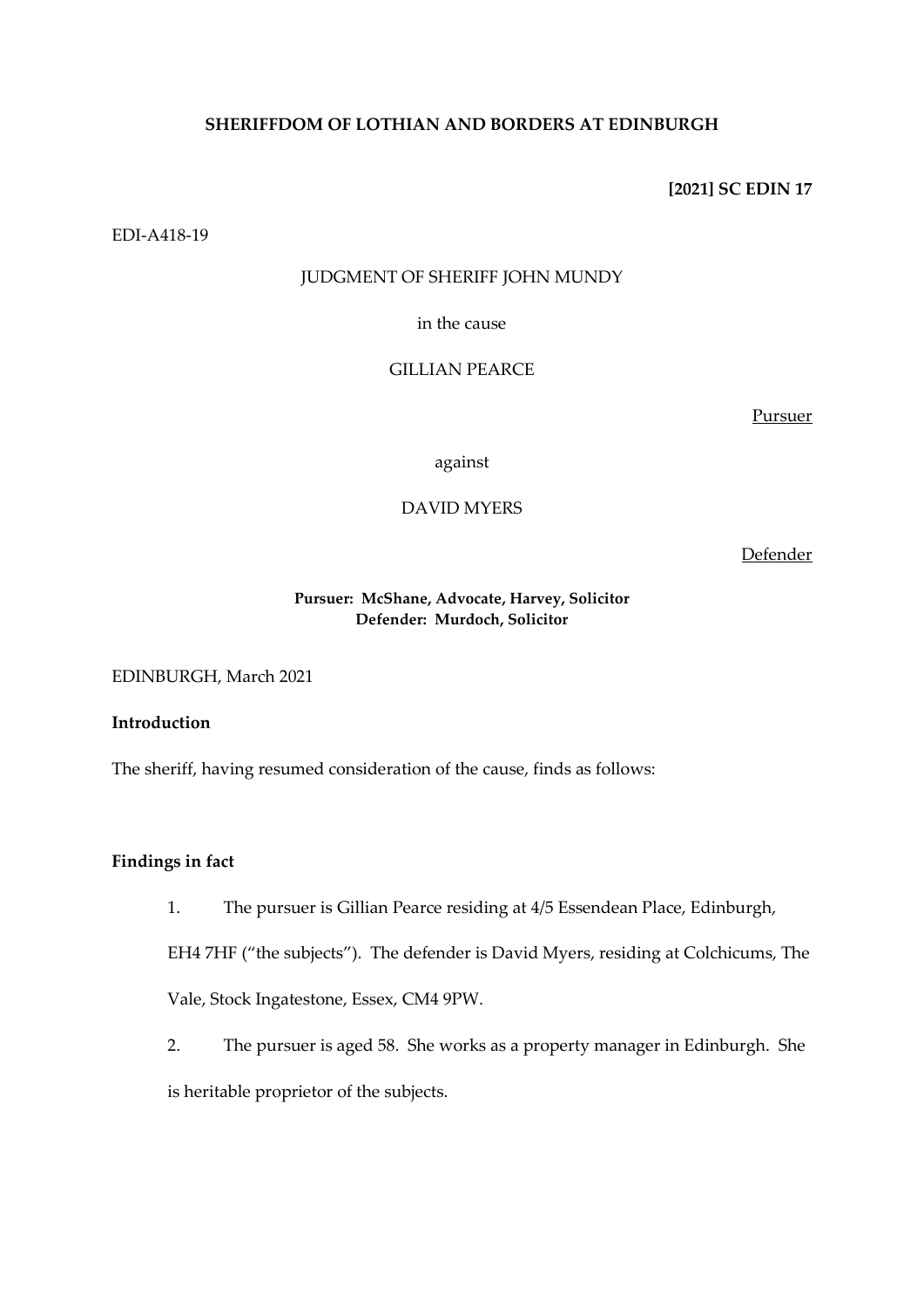**SHERIFFDOM OF LOTHIAN AND BORDERS AT EDINBURGH**

**[2021] SC EDIN 17**

EDI-A418-19

JUDGMENT OF SHERIFF JOHN MUNDY

in the cause

GILLIAN PEARCE

Pursuer

against

DAVID MYERS

Defender

**Pursuer: McShane, Advocate, Harvey, Solicitor**
**Defender: Murdoch, Solicitor**

EDINBURGH, March 2021

**Introduction**

The sheriff, having resumed consideration of the cause, finds as follows:

**Findings in fact**

1. The pursuer is Gillian Pearce residing at 4/5 Essendean Place, Edinburgh, EH4 7HF ("the subjects"). The defender is David Myers, residing at Colchicums, The Vale, Stock Ingatestone, Essex, CM4 9PW.

2. The pursuer is aged 58. She works as a property manager in Edinburgh. She is heritable proprietor of the subjects.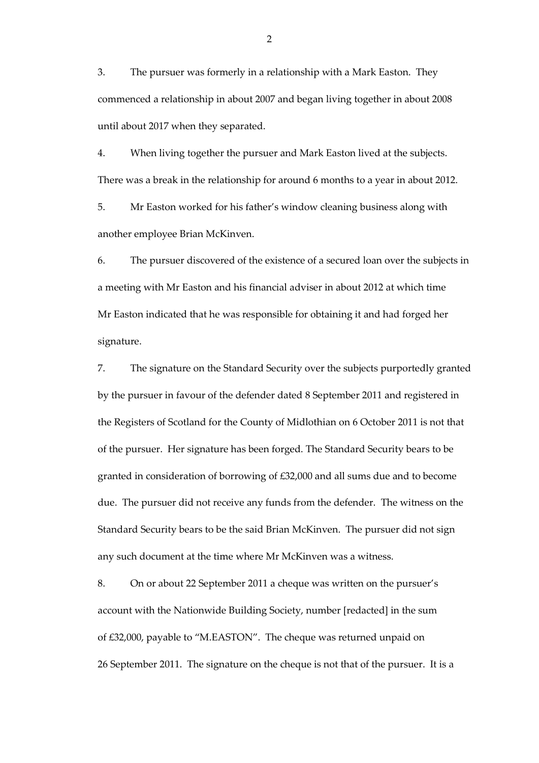3. The pursuer was formerly in a relationship with a Mark Easton. They commenced a relationship in about 2007 and began living together in about 2008 until about 2017 when they separated.

4. When living together the pursuer and Mark Easton lived at the subjects. There was a break in the relationship for around 6 months to a year in about 2012.

5. Mr Easton worked for his father's window cleaning business along with another employee Brian McKinven.

6. The pursuer discovered of the existence of a secured loan over the subjects in a meeting with Mr Easton and his financial adviser in about 2012 at which time Mr Easton indicated that he was responsible for obtaining it and had forged her signature.

7. The signature on the Standard Security over the subjects purportedly granted by the pursuer in favour of the defender dated 8 September 2011 and registered in the Registers of Scotland for the County of Midlothian on 6 October 2011 is not that of the pursuer. Her signature has been forged. The Standard Security bears to be granted in consideration of borrowing of £32,000 and all sums due and to become due. The pursuer did not receive any funds from the defender. The witness on the Standard Security bears to be the said Brian McKinven. The pursuer did not sign any such document at the time where Mr McKinven was a witness.

8. On or about 22 September 2011 a cheque was written on the pursuer's account with the Nationwide Building Society, number [redacted] in the sum of £32,000, payable to "M.EASTON". The cheque was returned unpaid on 26 September 2011. The signature on the cheque is not that of the pursuer. It is a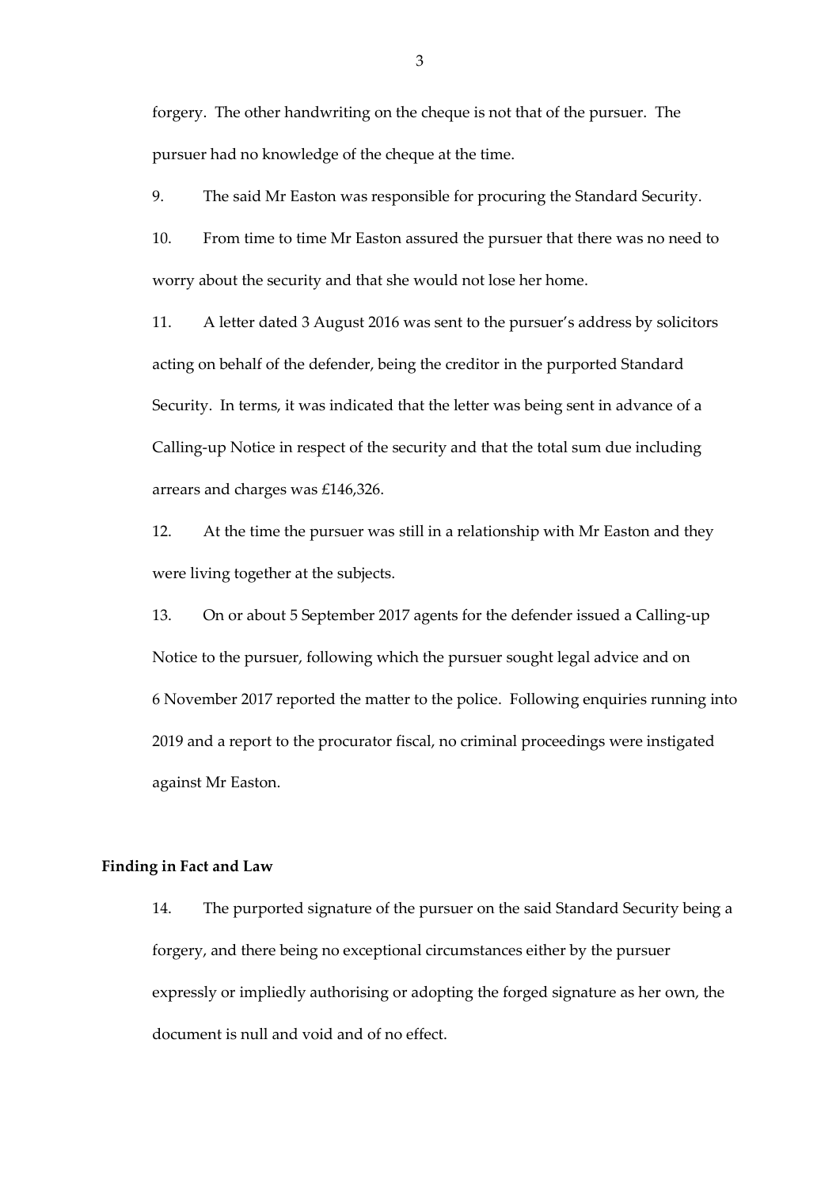forgery. The other handwriting on the cheque is not that of the pursuer. The pursuer had no knowledge of the cheque at the time.

9. The said Mr Easton was responsible for procuring the Standard Security.

10. From time to time Mr Easton assured the pursuer that there was no need to worry about the security and that she would not lose her home.

11. A letter dated 3 August 2016 was sent to the pursuer's address by solicitors acting on behalf of the defender, being the creditor in the purported Standard Security. In terms, it was indicated that the letter was being sent in advance of a Calling-up Notice in respect of the security and that the total sum due including arrears and charges was £146,326.

12. At the time the pursuer was still in a relationship with Mr Easton and they were living together at the subjects.

13. On or about 5 September 2017 agents for the defender issued a Calling-up Notice to the pursuer, following which the pursuer sought legal advice and on 6 November 2017 reported the matter to the police. Following enquiries running into 2019 and a report to the procurator fiscal, no criminal proceedings were instigated against Mr Easton.

**Finding in Fact and Law**

14. The purported signature of the pursuer on the said Standard Security being a forgery, and there being no exceptional circumstances either by the pursuer expressly or impliedly authorising or adopting the forged signature as her own, the document is null and void and of no effect.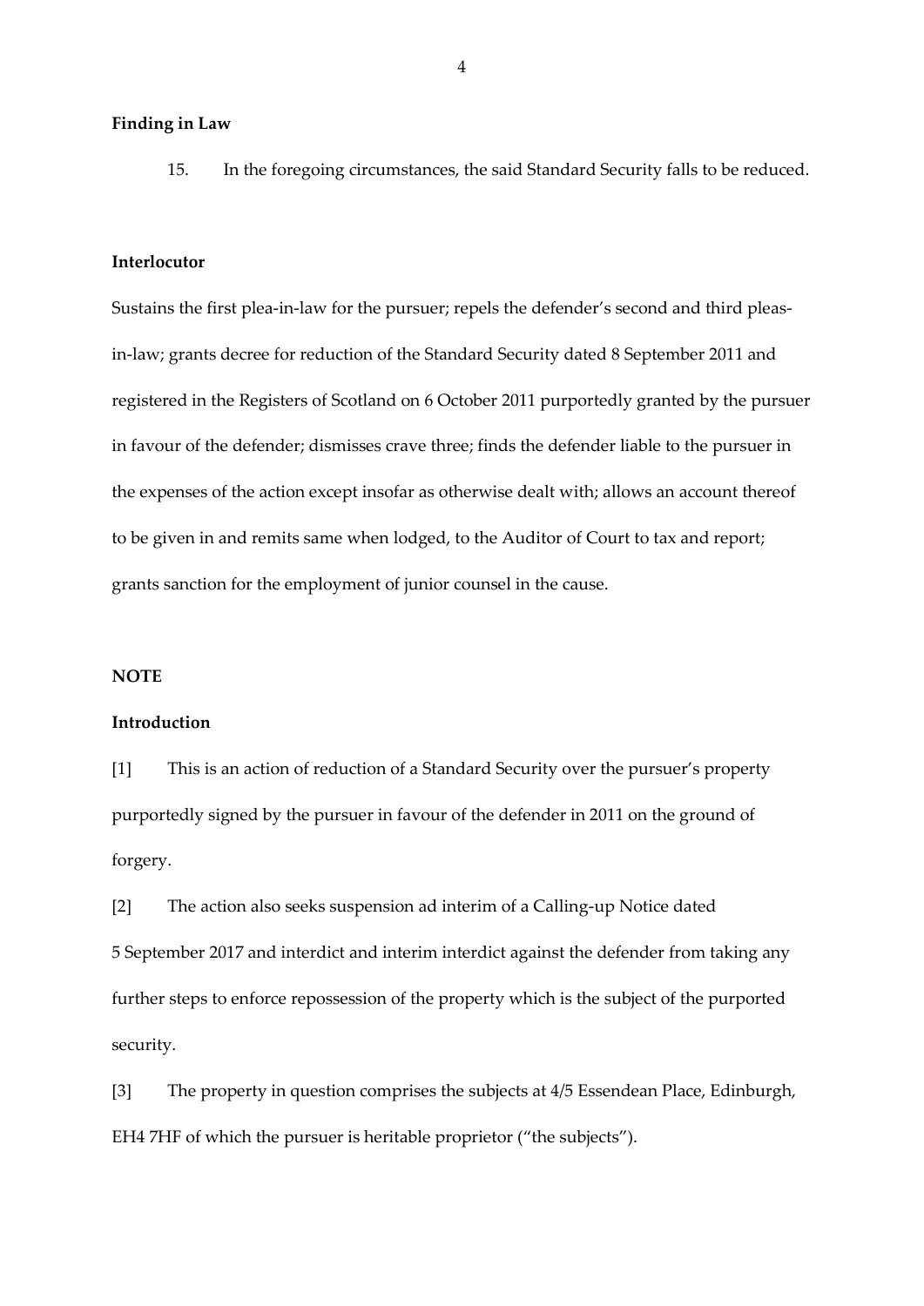**Finding in Law**

15. In the foregoing circumstances, the said Standard Security falls to be reduced.

**Interlocutor**

Sustains the first plea-in-law for the pursuer; repels the defender's second and third pleas-in-law; grants decree for reduction of the Standard Security dated 8 September 2011 and registered in the Registers of Scotland on 6 October 2011 purportedly granted by the pursuer in favour of the defender; dismisses crave three; finds the defender liable to the pursuer in the expenses of the action except insofar as otherwise dealt with; allows an account thereof to be given in and remits same when lodged, to the Auditor of Court to tax and report; grants sanction for the employment of junior counsel in the cause.

**NOTE**

**Introduction**

[1] This is an action of reduction of a Standard Security over the pursuer's property purportedly signed by the pursuer in favour of the defender in 2011 on the ground of forgery.

[2] The action also seeks suspension ad interim of a Calling-up Notice dated 5 September 2017 and interdict and interim interdict against the defender from taking any further steps to enforce repossession of the property which is the subject of the purported security.

[3] The property in question comprises the subjects at 4/5 Essendean Place, Edinburgh, EH4 7HF of which the pursuer is heritable proprietor ("the subjects").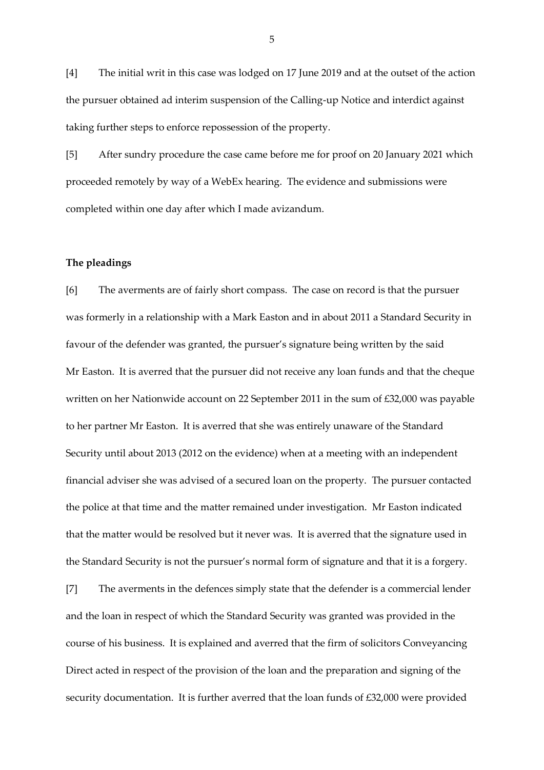[4] The initial writ in this case was lodged on 17 June 2019 and at the outset of the action the pursuer obtained ad interim suspension of the Calling-up Notice and interdict against taking further steps to enforce repossession of the property.

[5] After sundry procedure the case came before me for proof on 20 January 2021 which proceeded remotely by way of a WebEx hearing. The evidence and submissions were completed within one day after which I made avizandum.

**The pleadings**

[6] The averments are of fairly short compass. The case on record is that the pursuer was formerly in a relationship with a Mark Easton and in about 2011 a Standard Security in favour of the defender was granted, the pursuer's signature being written by the said Mr Easton. It is averred that the pursuer did not receive any loan funds and that the cheque written on her Nationwide account on 22 September 2011 in the sum of £32,000 was payable to her partner Mr Easton. It is averred that she was entirely unaware of the Standard Security until about 2013 (2012 on the evidence) when at a meeting with an independent financial adviser she was advised of a secured loan on the property. The pursuer contacted the police at that time and the matter remained under investigation. Mr Easton indicated that the matter would be resolved but it never was. It is averred that the signature used in the Standard Security is not the pursuer's normal form of signature and that it is a forgery.

[7] The averments in the defences simply state that the defender is a commercial lender and the loan in respect of which the Standard Security was granted was provided in the course of his business. It is explained and averred that the firm of solicitors Conveyancing Direct acted in respect of the provision of the loan and the preparation and signing of the security documentation. It is further averred that the loan funds of £32,000 were provided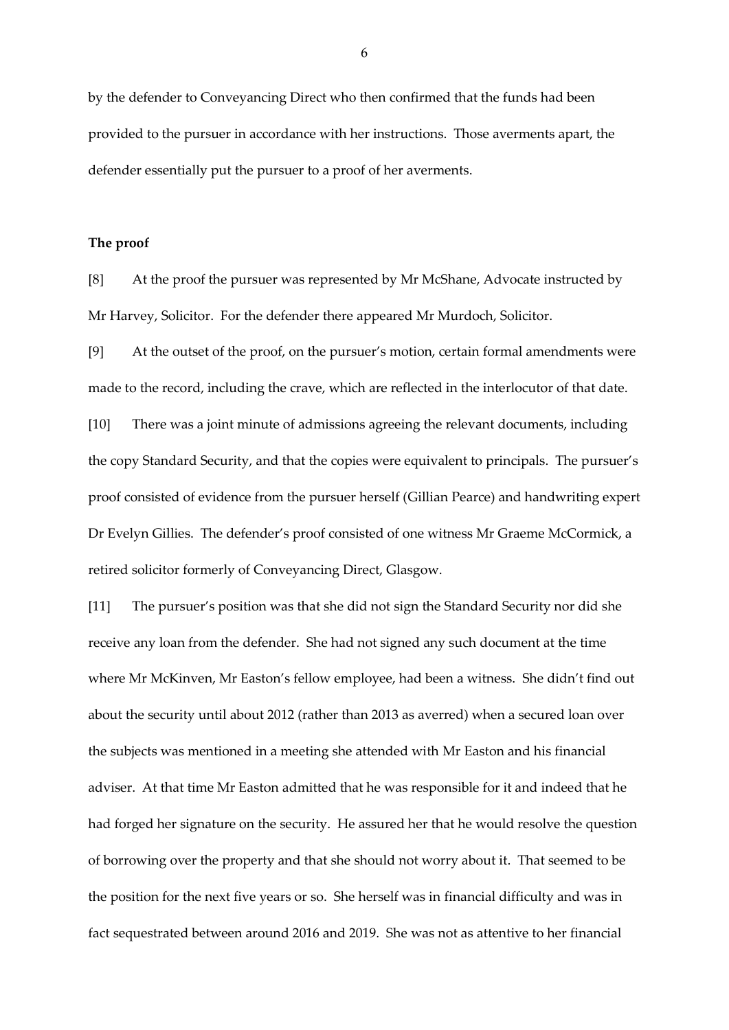by the defender to Conveyancing Direct who then confirmed that the funds had been provided to the pursuer in accordance with her instructions. Those averments apart, the defender essentially put the pursuer to a proof of her averments.

**The proof**

[8] At the proof the pursuer was represented by Mr McShane, Advocate instructed by Mr Harvey, Solicitor. For the defender there appeared Mr Murdoch, Solicitor.

[9] At the outset of the proof, on the pursuer's motion, certain formal amendments were made to the record, including the crave, which are reflected in the interlocutor of that date.

[10] There was a joint minute of admissions agreeing the relevant documents, including the copy Standard Security, and that the copies were equivalent to principals. The pursuer's proof consisted of evidence from the pursuer herself (Gillian Pearce) and handwriting expert Dr Evelyn Gillies. The defender's proof consisted of one witness Mr Graeme McCormick, a retired solicitor formerly of Conveyancing Direct, Glasgow.

[11] The pursuer's position was that she did not sign the Standard Security nor did she receive any loan from the defender. She had not signed any such document at the time where Mr McKinven, Mr Easton's fellow employee, had been a witness. She didn't find out about the security until about 2012 (rather than 2013 as averred) when a secured loan over the subjects was mentioned in a meeting she attended with Mr Easton and his financial adviser. At that time Mr Easton admitted that he was responsible for it and indeed that he had forged her signature on the security. He assured her that he would resolve the question of borrowing over the property and that she should not worry about it. That seemed to be the position for the next five years or so. She herself was in financial difficulty and was in fact sequestrated between around 2016 and 2019. She was not as attentive to her financial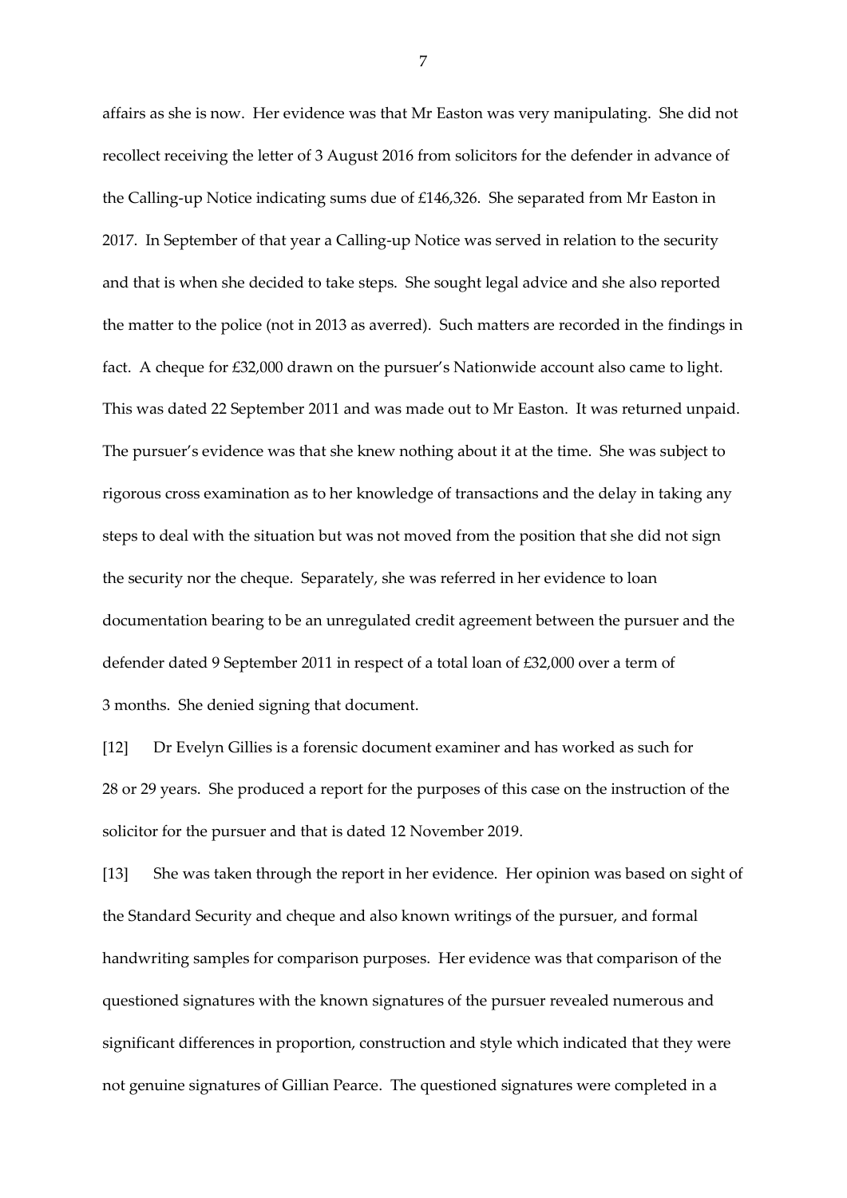affairs as she is now. Her evidence was that Mr Easton was very manipulating. She did not recollect receiving the letter of 3 August 2016 from solicitors for the defender in advance of the Calling-up Notice indicating sums due of £146,326. She separated from Mr Easton in 2017. In September of that year a Calling-up Notice was served in relation to the security and that is when she decided to take steps. She sought legal advice and she also reported the matter to the police (not in 2013 as averred). Such matters are recorded in the findings in fact. A cheque for £32,000 drawn on the pursuer's Nationwide account also came to light. This was dated 22 September 2011 and was made out to Mr Easton. It was returned unpaid. The pursuer's evidence was that she knew nothing about it at the time. She was subject to rigorous cross examination as to her knowledge of transactions and the delay in taking any steps to deal with the situation but was not moved from the position that she did not sign the security nor the cheque. Separately, she was referred in her evidence to loan documentation bearing to be an unregulated credit agreement between the pursuer and the defender dated 9 September 2011 in respect of a total loan of £32,000 over a term of 3 months. She denied signing that document.

[12] Dr Evelyn Gillies is a forensic document examiner and has worked as such for 28 or 29 years. She produced a report for the purposes of this case on the instruction of the solicitor for the pursuer and that is dated 12 November 2019.

[13] She was taken through the report in her evidence. Her opinion was based on sight of the Standard Security and cheque and also known writings of the pursuer, and formal handwriting samples for comparison purposes. Her evidence was that comparison of the questioned signatures with the known signatures of the pursuer revealed numerous and significant differences in proportion, construction and style which indicated that they were not genuine signatures of Gillian Pearce. The questioned signatures were completed in a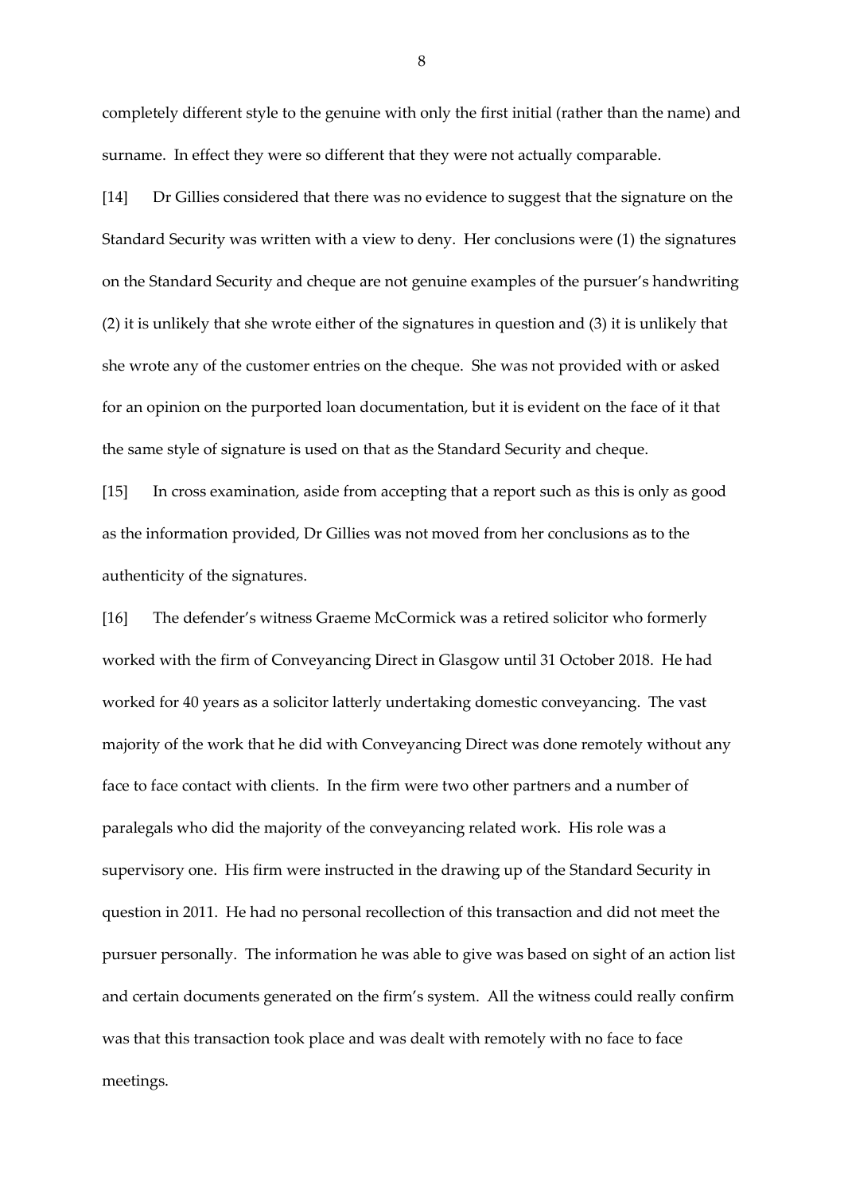completely different style to the genuine with only the first initial (rather than the name) and surname. In effect they were so different that they were not actually comparable.

[14] Dr Gillies considered that there was no evidence to suggest that the signature on the Standard Security was written with a view to deny. Her conclusions were (1) the signatures on the Standard Security and cheque are not genuine examples of the pursuer's handwriting (2) it is unlikely that she wrote either of the signatures in question and (3) it is unlikely that she wrote any of the customer entries on the cheque. She was not provided with or asked for an opinion on the purported loan documentation, but it is evident on the face of it that the same style of signature is used on that as the Standard Security and cheque.

[15] In cross examination, aside from accepting that a report such as this is only as good as the information provided, Dr Gillies was not moved from her conclusions as to the authenticity of the signatures.

[16] The defender's witness Graeme McCormick was a retired solicitor who formerly worked with the firm of Conveyancing Direct in Glasgow until 31 October 2018. He had worked for 40 years as a solicitor latterly undertaking domestic conveyancing. The vast majority of the work that he did with Conveyancing Direct was done remotely without any face to face contact with clients. In the firm were two other partners and a number of paralegals who did the majority of the conveyancing related work. His role was a supervisory one. His firm were instructed in the drawing up of the Standard Security in question in 2011. He had no personal recollection of this transaction and did not meet the pursuer personally. The information he was able to give was based on sight of an action list and certain documents generated on the firm's system. All the witness could really confirm was that this transaction took place and was dealt with remotely with no face to face meetings.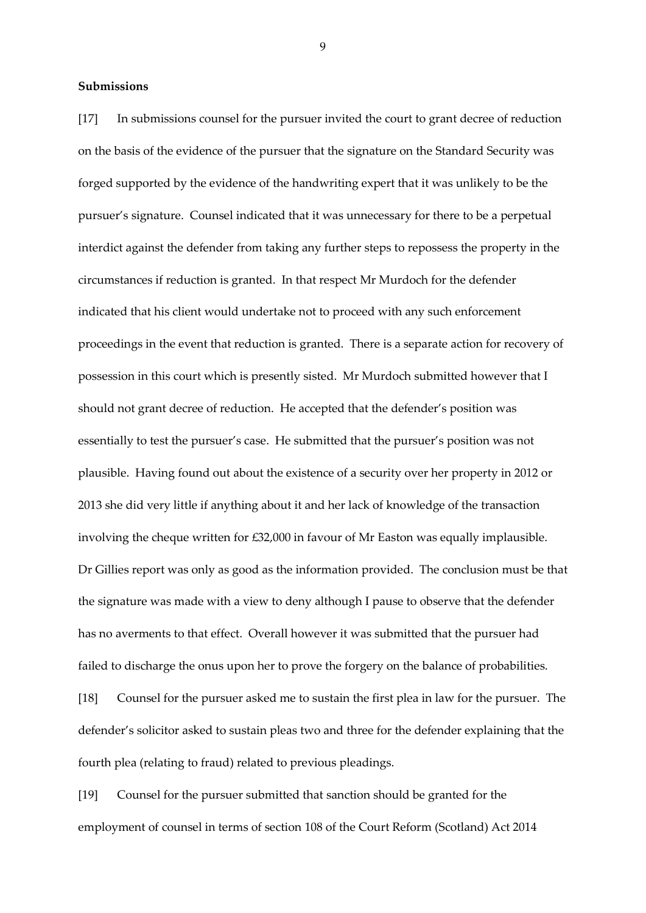**Submissions**

[17] In submissions counsel for the pursuer invited the court to grant decree of reduction on the basis of the evidence of the pursuer that the signature on the Standard Security was forged supported by the evidence of the handwriting expert that it was unlikely to be the pursuer's signature. Counsel indicated that it was unnecessary for there to be a perpetual interdict against the defender from taking any further steps to repossess the property in the circumstances if reduction is granted. In that respect Mr Murdoch for the defender indicated that his client would undertake not to proceed with any such enforcement proceedings in the event that reduction is granted. There is a separate action for recovery of possession in this court which is presently sisted. Mr Murdoch submitted however that I should not grant decree of reduction. He accepted that the defender's position was essentially to test the pursuer's case. He submitted that the pursuer's position was not plausible. Having found out about the existence of a security over her property in 2012 or 2013 she did very little if anything about it and her lack of knowledge of the transaction involving the cheque written for £32,000 in favour of Mr Easton was equally implausible. Dr Gillies report was only as good as the information provided. The conclusion must be that the signature was made with a view to deny although I pause to observe that the defender has no averments to that effect. Overall however it was submitted that the pursuer had failed to discharge the onus upon her to prove the forgery on the balance of probabilities.

[18] Counsel for the pursuer asked me to sustain the first plea in law for the pursuer. The defender's solicitor asked to sustain pleas two and three for the defender explaining that the fourth plea (relating to fraud) related to previous pleadings.

[19] Counsel for the pursuer submitted that sanction should be granted for the employment of counsel in terms of section 108 of the Court Reform (Scotland) Act 2014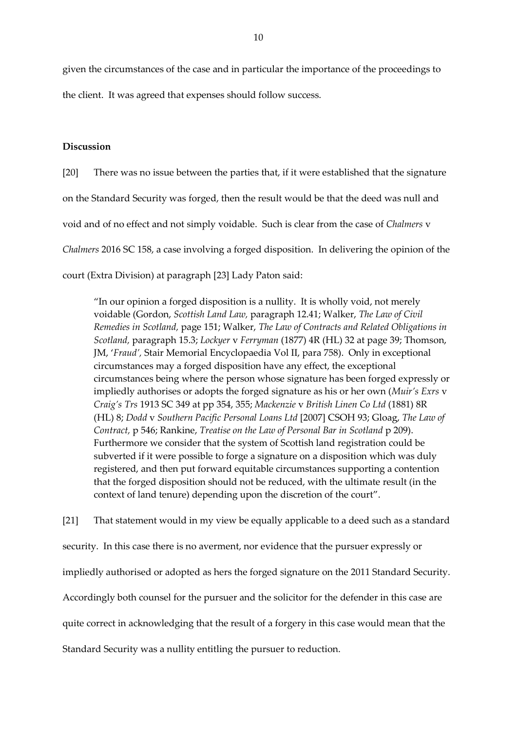given the circumstances of the case and in particular the importance of the proceedings to the client. It was agreed that expenses should follow success.

## Discussion

[20] There was no issue between the parties that, if it were established that the signature on the Standard Security was forged, then the result would be that the deed was null and void and of no effect and not simply voidable. Such is clear from the case of *Chalmers* v *Chalmers* 2016 SC 158, a case involving a forged disposition. In delivering the opinion of the court (Extra Division) at paragraph [23] Lady Paton said:

> "In our opinion a forged disposition is a nullity. It is wholly void, not merely voidable (Gordon, *Scottish Land Law,* paragraph 12.41; Walker, *The Law of Civil Remedies in Scotland,* page 151; Walker, *The Law of Contracts and Related Obligations in Scotland,* paragraph 15.3; *Lockyer* v *Ferryman* (1877) 4R (HL) 32 at page 39; Thomson, JM, '*Fraud',* Stair Memorial Encyclopaedia Vol II, para 758). Only in exceptional circumstances may a forged disposition have any effect, the exceptional circumstances being where the person whose signature has been forged expressly or impliedly authorises or adopts the forged signature as his or her own (*Muir's Exrs* v *Craig's Trs* 1913 SC 349 at pp 354, 355; *Mackenzie* v *British Linen Co Ltd* (1881) 8R (HL) 8; *Dodd* v *Southern Pacific Personal Loans Ltd* [2007] CSOH 93; Gloag, *The Law of Contract,* p 546; Rankine, *Treatise on the Law of Personal Bar in Scotland* p 209). Furthermore we consider that the system of Scottish land registration could be subverted if it were possible to forge a signature on a disposition which was duly registered, and then put forward equitable circumstances supporting a contention that the forged disposition should not be reduced, with the ultimate result (in the context of land tenure) depending upon the discretion of the court".

[21] That statement would in my view be equally applicable to a deed such as a standard security. In this case there is no averment, nor evidence that the pursuer expressly or impliedly authorised or adopted as hers the forged signature on the 2011 Standard Security. Accordingly both counsel for the pursuer and the solicitor for the defender in this case are quite correct in acknowledging that the result of a forgery in this case would mean that the Standard Security was a nullity entitling the pursuer to reduction.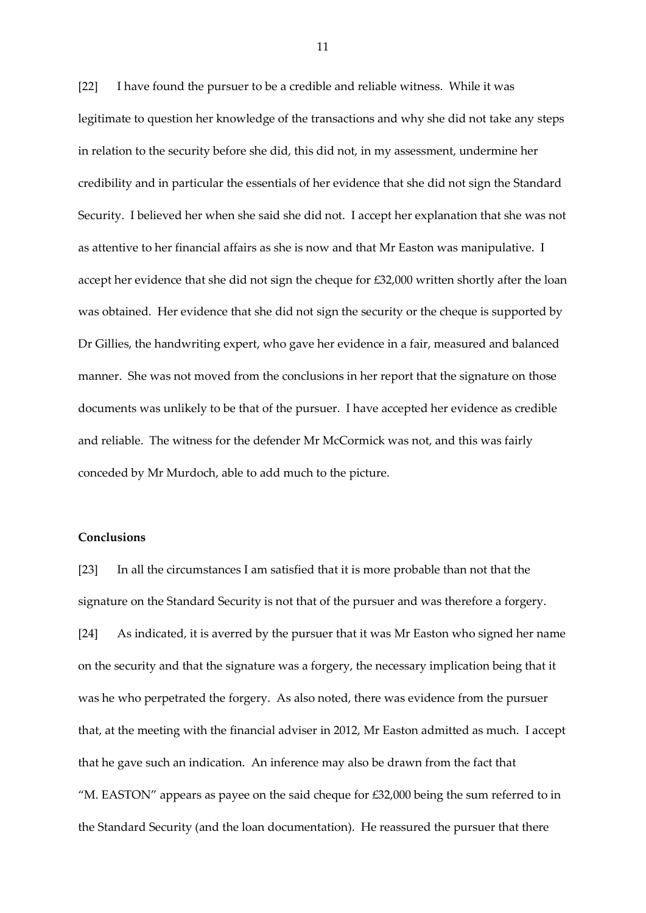[22] I have found the pursuer to be a credible and reliable witness. While it was legitimate to question her knowledge of the transactions and why she did not take any steps in relation to the security before she did, this did not, in my assessment, undermine her credibility and in particular the essentials of her evidence that she did not sign the Standard Security. I believed her when she said she did not. I accept her explanation that she was not as attentive to her financial affairs as she is now and that Mr Easton was manipulative. I accept her evidence that she did not sign the cheque for £32,000 written shortly after the loan was obtained. Her evidence that she did not sign the security or the cheque is supported by Dr Gillies, the handwriting expert, who gave her evidence in a fair, measured and balanced manner. She was not moved from the conclusions in her report that the signature on those documents was unlikely to be that of the pursuer. I have accepted her evidence as credible and reliable. The witness for the defender Mr McCormick was not, and this was fairly conceded by Mr Murdoch, able to add much to the picture.

**Conclusions**

[23] In all the circumstances I am satisfied that it is more probable than not that the signature on the Standard Security is not that of the pursuer and was therefore a forgery.

[24] As indicated, it is averred by the pursuer that it was Mr Easton who signed her name on the security and that the signature was a forgery, the necessary implication being that it was he who perpetrated the forgery. As also noted, there was evidence from the pursuer that, at the meeting with the financial adviser in 2012, Mr Easton admitted as much. I accept that he gave such an indication. An inference may also be drawn from the fact that "M. EASTON" appears as payee on the said cheque for £32,000 being the sum referred to in the Standard Security (and the loan documentation). He reassured the pursuer that there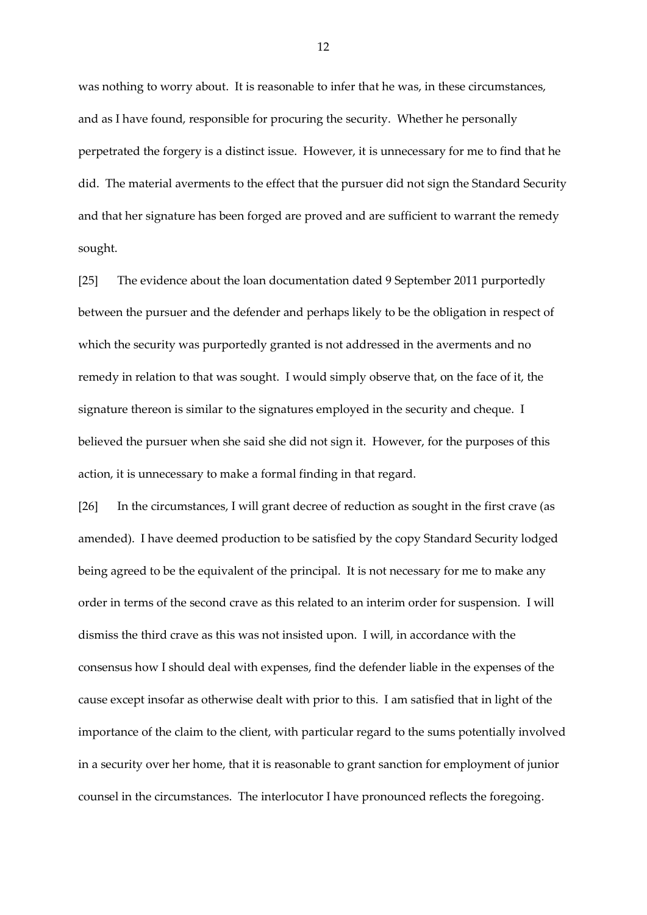was nothing to worry about. It is reasonable to infer that he was, in these circumstances, and as I have found, responsible for procuring the security. Whether he personally perpetrated the forgery is a distinct issue. However, it is unnecessary for me to find that he did. The material averments to the effect that the pursuer did not sign the Standard Security and that her signature has been forged are proved and are sufficient to warrant the remedy sought.

[25] The evidence about the loan documentation dated 9 September 2011 purportedly between the pursuer and the defender and perhaps likely to be the obligation in respect of which the security was purportedly granted is not addressed in the averments and no remedy in relation to that was sought. I would simply observe that, on the face of it, the signature thereon is similar to the signatures employed in the security and cheque. I believed the pursuer when she said she did not sign it. However, for the purposes of this action, it is unnecessary to make a formal finding in that regard.

[26] In the circumstances, I will grant decree of reduction as sought in the first crave (as amended). I have deemed production to be satisfied by the copy Standard Security lodged being agreed to be the equivalent of the principal. It is not necessary for me to make any order in terms of the second crave as this related to an interim order for suspension. I will dismiss the third crave as this was not insisted upon. I will, in accordance with the consensus how I should deal with expenses, find the defender liable in the expenses of the cause except insofar as otherwise dealt with prior to this. I am satisfied that in light of the importance of the claim to the client, with particular regard to the sums potentially involved in a security over her home, that it is reasonable to grant sanction for employment of junior counsel in the circumstances. The interlocutor I have pronounced reflects the foregoing.